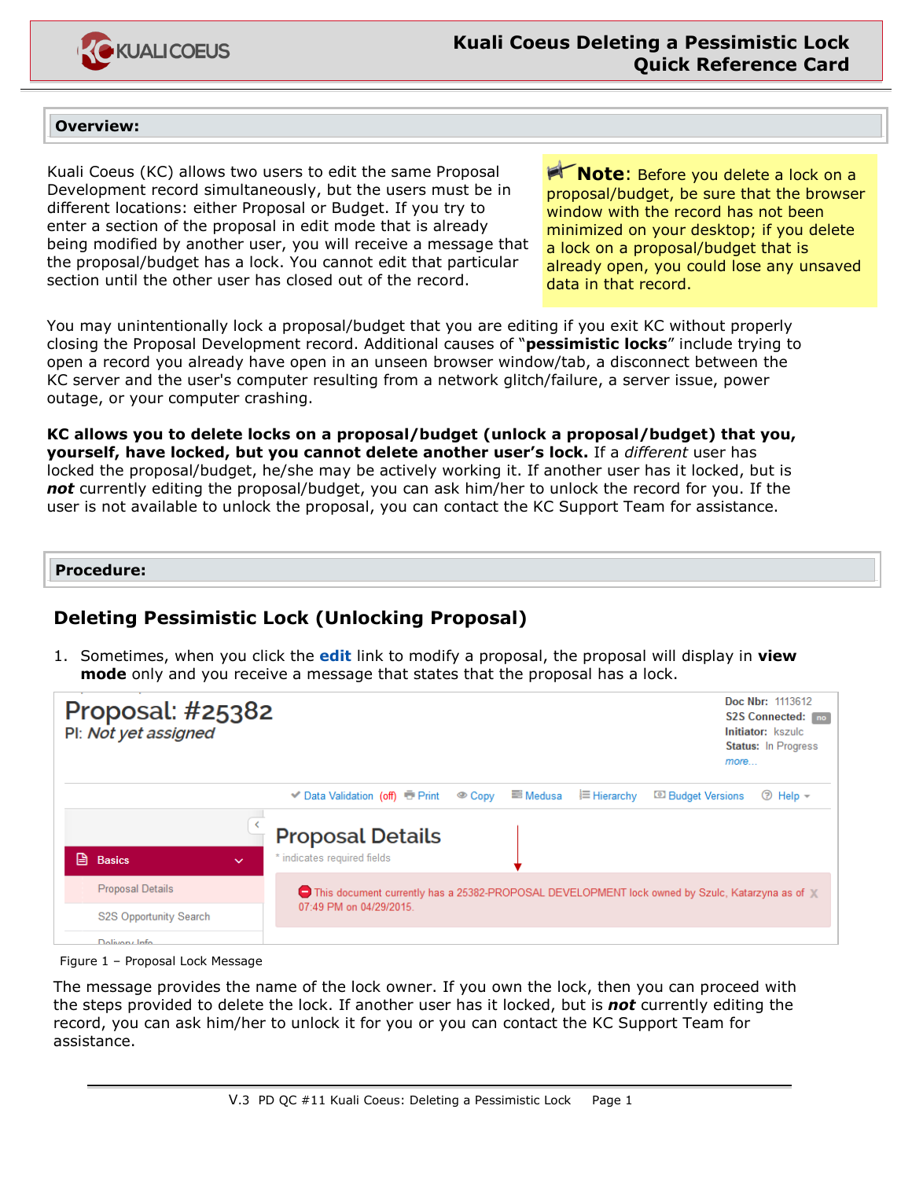# Kuali Coeus Deleting a Pessimistic Lock Quick Reference Card

## Overview:

Kuali Coeus (KC) allows two users to edit the same Proposal Development record simultaneously, but the users must be in different locations: either Proposal or Budget. If you try to enter a section of the proposal in edit mode that is already being modified by another user, you will receive a message that the proposal/budget has a lock. You cannot edit that particular section until the other user has closed out of the record.

**Note**: Before you delete a lock on a proposal/budget, be sure that the browser window with the record has not been minimized on your desktop; if you delete a lock on a proposal/budget that is already open, you could lose any unsaved data in that record.

You may unintentionally lock a proposal/budget that you are editing if you exit KC without properly closing the Proposal Development record. Additional causes of "**pessimistic locks**" include trying to open a record you already have open in an unseen browser window/tab, a disconnect between the KC server and the user's computer resulting from a network glitch/failure, a server issue, power outage, or your computer crashing.

**KC allows you to delete locks on a proposal/budget (unlock a proposal/budget) that you, yourself, have locked, but you cannot delete another user's lock.** If a *different* user has locked the proposal/budget, he/she may be actively working it. If another user has it locked, but is ***not*** currently editing the proposal/budget, you can ask him/her to unlock the record for you. If the user is not available to unlock the proposal, you can contact the KC Support Team for assistance.

## Procedure:

### Deleting Pessimistic Lock (Unlocking Proposal)

1. Sometimes, when you click the **edit** link to modify a proposal, the proposal will display in **view mode** only and you receive a message that states that the proposal has a lock.

Figure 1 – Proposal Lock Message

The message provides the name of the lock owner. If you own the lock, then you can proceed with the steps provided to delete the lock. If another user has it locked, but is ***not*** currently editing the record, you can ask him/her to unlock it for you or you can contact the KC Support Team for assistance.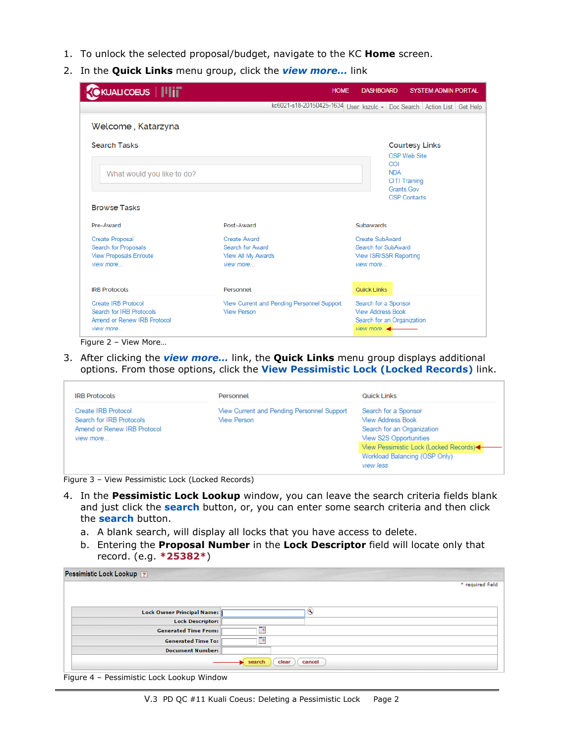1. To unlock the selected proposal/budget, navigate to the KC **Home** screen.
2. In the **Quick Links** menu group, click the ***view more…*** link

Figure 2 – View More…

3. After clicking the ***view more…*** link, the **Quick Links** menu group displays additional options. From those options, click the **View Pessimistic Lock (Locked Records)** link.

Figure 3 – View Pessimistic Lock (Locked Records)

4. In the **Pessimistic Lock Lookup** window, you can leave the search criteria fields blank and just click the **search** button, or, you can enter some search criteria and then click the **search** button.
   a. A blank search, will display all locks that you have access to delete.
   b. Entering the **Proposal Number** in the **Lock Descriptor** field will locate only that record. (e.g. ***25382***)

Figure 4 – Pessimistic Lock Lookup Window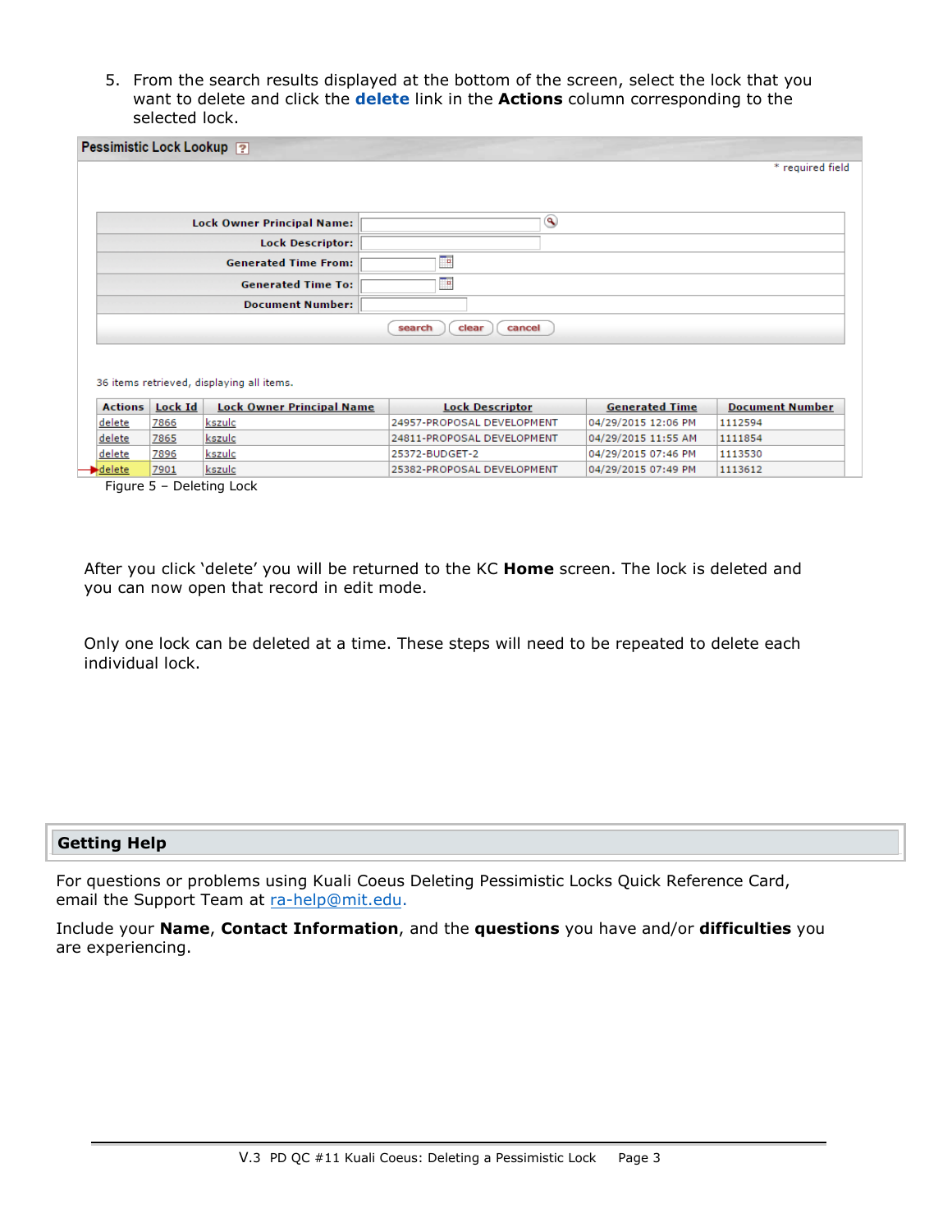5. From the search results displayed at the bottom of the screen, select the lock that you want to delete and click the **delete** link in the **Actions** column corresponding to the selected lock.

**Pessimistic Lock Lookup**

* required field

| | |
|---|---|
| Lock Owner Principal Name: | |
| Lock Descriptor: | |
| Generated Time From: | |
| Generated Time To: | |
| Document Number: | |

search clear cancel

36 items retrieved, displaying all items.

| Actions | Lock Id | Lock Owner Principal Name | Lock Descriptor | Generated Time | Document Number |
|---|---|---|---|---|---|
| delete | 7866 | kszulc | 24957-PROPOSAL DEVELOPMENT | 04/29/2015 12:06 PM | 1112594 |
| delete | 7865 | kszulc | 24811-PROPOSAL DEVELOPMENT | 04/29/2015 11:55 AM | 1111854 |
| delete | 7896 | kszulc | 25372-BUDGET-2 | 04/29/2015 07:46 PM | 1113530 |
| delete | 7901 | kszulc | 25382-PROPOSAL DEVELOPMENT | 04/29/2015 07:49 PM | 1113612 |

Figure 5 – Deleting Lock

After you click 'delete' you will be returned to the KC **Home** screen. The lock is deleted and you can now open that record in edit mode.

Only one lock can be deleted at a time. These steps will need to be repeated to delete each individual lock.

## Getting Help

For questions or problems using Kuali Coeus Deleting Pessimistic Locks Quick Reference Card, email the Support Team at ra-help@mit.edu.

Include your **Name**, **Contact Information**, and the **questions** you have and/or **difficulties** you are experiencing.